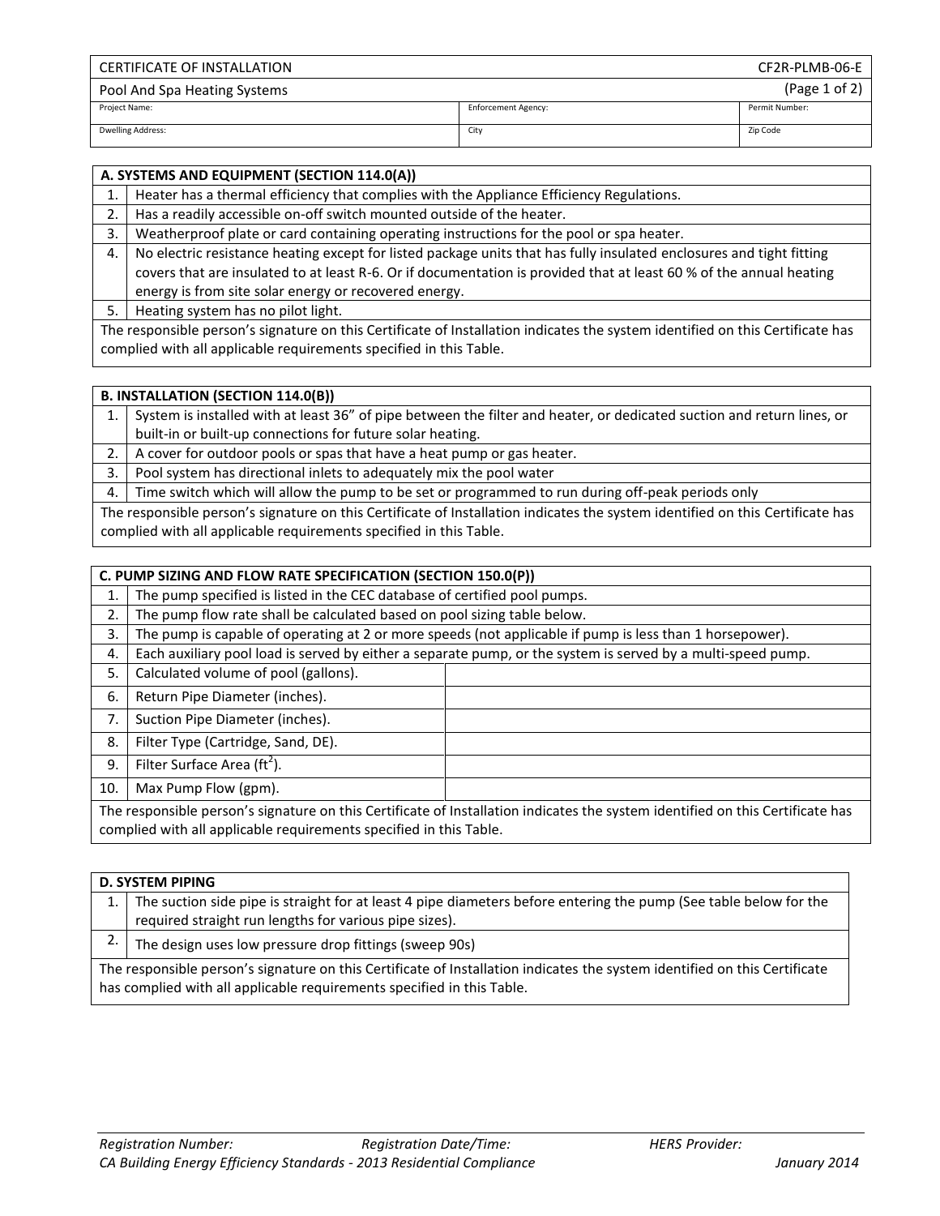| CERTIFICATE OF INSTALLATION | | CF2R-PLMB-06-E |
|---|---|---|
| Pool And Spa Heating Systems | | |
| Project Name: | Enforcement Agency: | Permit Number: |
| Dwelling Address: | City | Zip Code |

| A. SYSTEMS AND EQUIPMENT (SECTION 114.0(A)) | |
|---|---|
| 1. | Heater has a thermal efficiency that complies with the Appliance Efficiency Regulations. |
| 2. | Has a readily accessible on-off switch mounted outside of the heater. |
| 3. | Weatherproof plate or card containing operating instructions for the pool or spa heater. |
| 4. | No electric resistance heating except for listed package units that has fully insulated enclosures and tight fitting covers that are insulated to at least R-6. Or if documentation is provided that at least 60 % of the annual heating energy is from site solar energy or recovered energy. |
| 5. | Heating system has no pilot light. |
| The responsible person's signature on this Certificate of Installation indicates the system identified on this Certificate has complied with all applicable requirements specified in this Table. | |

| B. INSTALLATION (SECTION 114.0(B)) | |
|---|---|
| 1. | System is installed with at least 36" of pipe between the filter and heater, or dedicated suction and return lines, or built-in or built-up connections for future solar heating. |
| 2. | A cover for outdoor pools or spas that have a heat pump or gas heater. |
| 3. | Pool system has directional inlets to adequately mix the pool water |
| 4. | Time switch which will allow the pump to be set or programmed to run during off-peak periods only |
| The responsible person's signature on this Certificate of Installation indicates the system identified on this Certificate has complied with all applicable requirements specified in this Table. | |

| C. PUMP SIZING AND FLOW RATE SPECIFICATION (SECTION 150.0(P)) | | |
|---|---|---|
| 1. | The pump specified is listed in the CEC database of certified pool pumps. | |
| 2. | The pump flow rate shall be calculated based on pool sizing table below. | |
| 3. | The pump is capable of operating at 2 or more speeds (not applicable if pump is less than 1 horsepower). | |
| 4. | Each auxiliary pool load is served by either a separate pump, or the system is served by a multi-speed pump. | |
| 5. | Calculated volume of pool (gallons). | |
| 6. | Return Pipe Diameter (inches). | |
| 7. | Suction Pipe Diameter (inches). | |
| 8. | Filter Type (Cartridge, Sand, DE). | |
| 9. | Filter Surface Area ($ft^2$). | |
| 10. | Max Pump Flow (gpm). | |
| The responsible person's signature on this Certificate of Installation indicates the system identified on this Certificate has complied with all applicable requirements specified in this Table. | | |

| D. SYSTEM PIPING | |
|---|---|
| 1. | The suction side pipe is straight for at least 4 pipe diameters before entering the pump (See table below for the required straight run lengths for various pipe sizes). |
| 2. | The design uses low pressure drop fittings (sweep 90s) |
| The responsible person's signature on this Certificate of Installation indicates the system identified on this Certificate has complied with all applicable requirements specified in this Table. | |

*Registration Number:* *Registration Date/Time:* *HERS Provider:*

*CA Building Energy Efficiency Standards - 2013 Residential Compliance* *January 2014*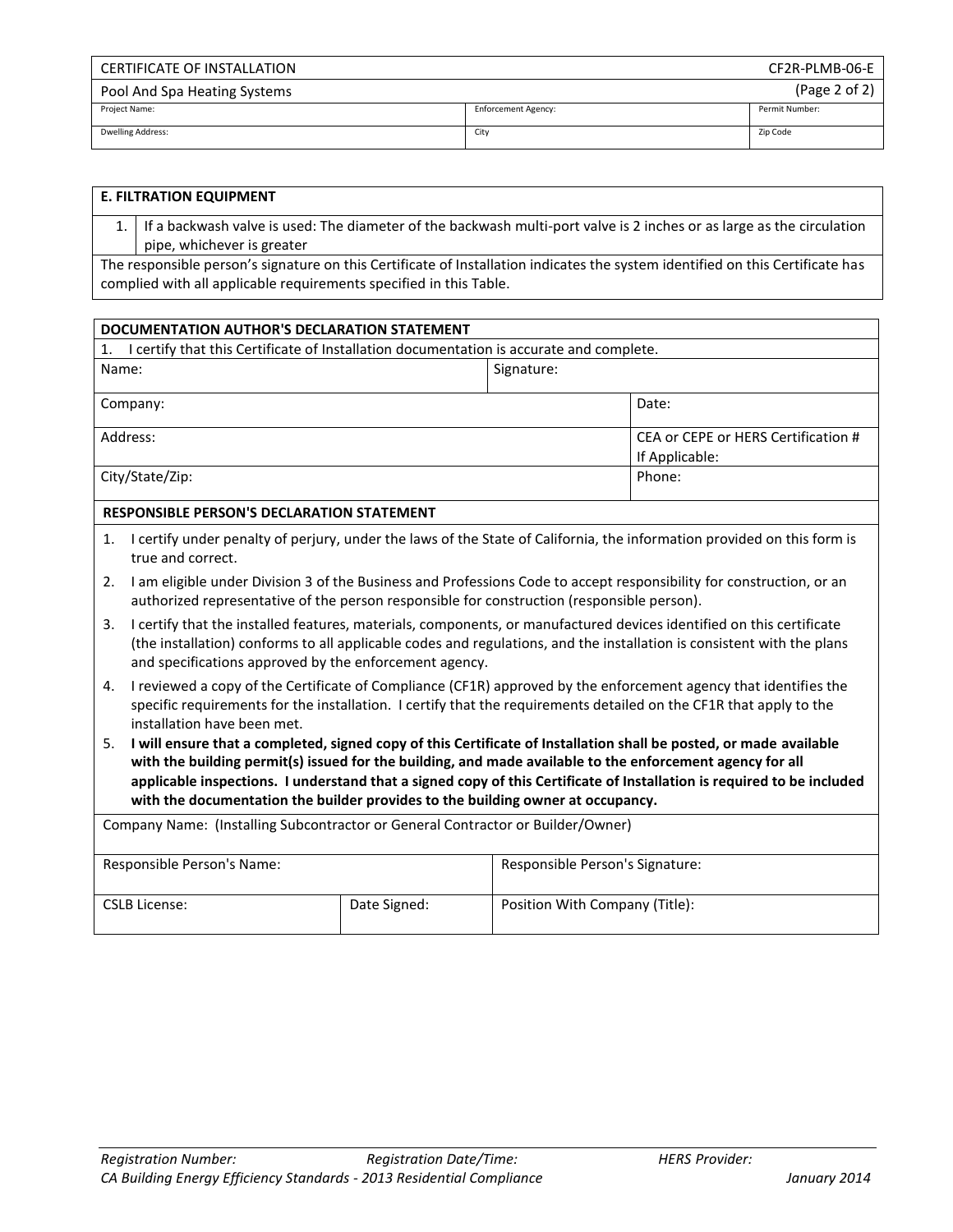| CERTIFICATE OF INSTALLATION | | CF2R-PLMB-06-E |
|---|---|---|
| Pool And Spa Heating Systems | | (Page 2 of 2) |
| Project Name: | Enforcement Agency: | Permit Number: |
| Dwelling Address: | City | Zip Code |

| E. FILTRATION EQUIPMENT | |
|---|---|
| 1. | If a backwash valve is used: The diameter of the backwash multi-port valve is 2 inches or as large as the circulation pipe, whichever is greater |
| The responsible person's signature on this Certificate of Installation indicates the system identified on this Certificate has complied with all applicable requirements specified in this Table. | |

| DOCUMENTATION AUTHOR'S DECLARATION STATEMENT | | |
|---|---|---|
| 1. I certify that this Certificate of Installation documentation is accurate and complete. | | |
| Name: | Signature: | |
| Company: | | Date: |
| Address: | | CEA or CEPE or HERS Certification # If Applicable: |
| City/State/Zip: | | Phone: |

**RESPONSIBLE PERSON'S DECLARATION STATEMENT**

1. I certify under penalty of perjury, under the laws of the State of California, the information provided on this form is true and correct.
2. I am eligible under Division 3 of the Business and Professions Code to accept responsibility for construction, or an authorized representative of the person responsible for construction (responsible person).
3. I certify that the installed features, materials, components, or manufactured devices identified on this certificate (the installation) conforms to all applicable codes and regulations, and the installation is consistent with the plans and specifications approved by the enforcement agency.
4. I reviewed a copy of the Certificate of Compliance (CF1R) approved by the enforcement agency that identifies the specific requirements for the installation. I certify that the requirements detailed on the CF1R that apply to the installation have been met.
5. **I will ensure that a completed, signed copy of this Certificate of Installation shall be posted, or made available with the building permit(s) issued for the building, and made available to the enforcement agency for all applicable inspections. I understand that a signed copy of this Certificate of Installation is required to be included with the documentation the builder provides to the building owner at occupancy.**

| Company Name: (Installing Subcontractor or General Contractor or Builder/Owner) | | |
|---|---|---|
| Responsible Person's Name: | | Responsible Person's Signature: |
| CSLB License: | Date Signed: | Position With Company (Title): |

*Registration Number:* *Registration Date/Time:* *HERS Provider:*

*CA Building Energy Efficiency Standards - 2013 Residential Compliance* *January 2014*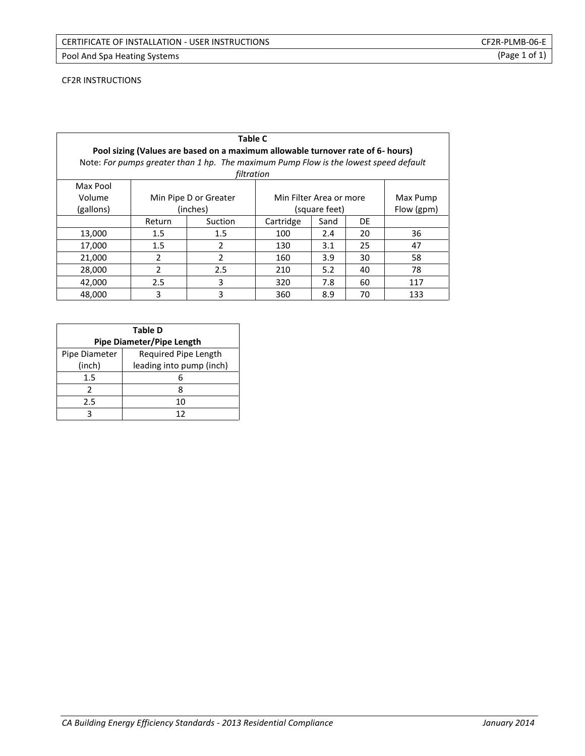CF2R INSTRUCTIONS

**Table C**
**Pool sizing (Values are based on a maximum allowable turnover rate of 6- hours)**
Note: *For pumps greater than 1 hp. The maximum Pump Flow is the lowest speed default filtration*

| Max Pool Volume (gallons) | Min Pipe D or Greater (inches) | | Min Filter Area or more (square feet) | | | Max Pump Flow (gpm) |
|---|---|---|---|---|---|---|
| | Return | Suction | Cartridge | Sand | DE | |
| 13,000 | 1.5 | 1.5 | 100 | 2.4 | 20 | 36 |
| 17,000 | 1.5 | 2 | 130 | 3.1 | 25 | 47 |
| 21,000 | 2 | 2 | 160 | 3.9 | 30 | 58 |
| 28,000 | 2 | 2.5 | 210 | 5.2 | 40 | 78 |
| 42,000 | 2.5 | 3 | 320 | 7.8 | 60 | 117 |
| 48,000 | 3 | 3 | 360 | 8.9 | 70 | 133 |

**Table D**
**Pipe Diameter/Pipe Length**

| Pipe Diameter (inch) | Required Pipe Length leading into pump (inch) |
|---|---|
| 1.5 | 6 |
| 2 | 8 |
| 2.5 | 10 |
| 3 | 12 |